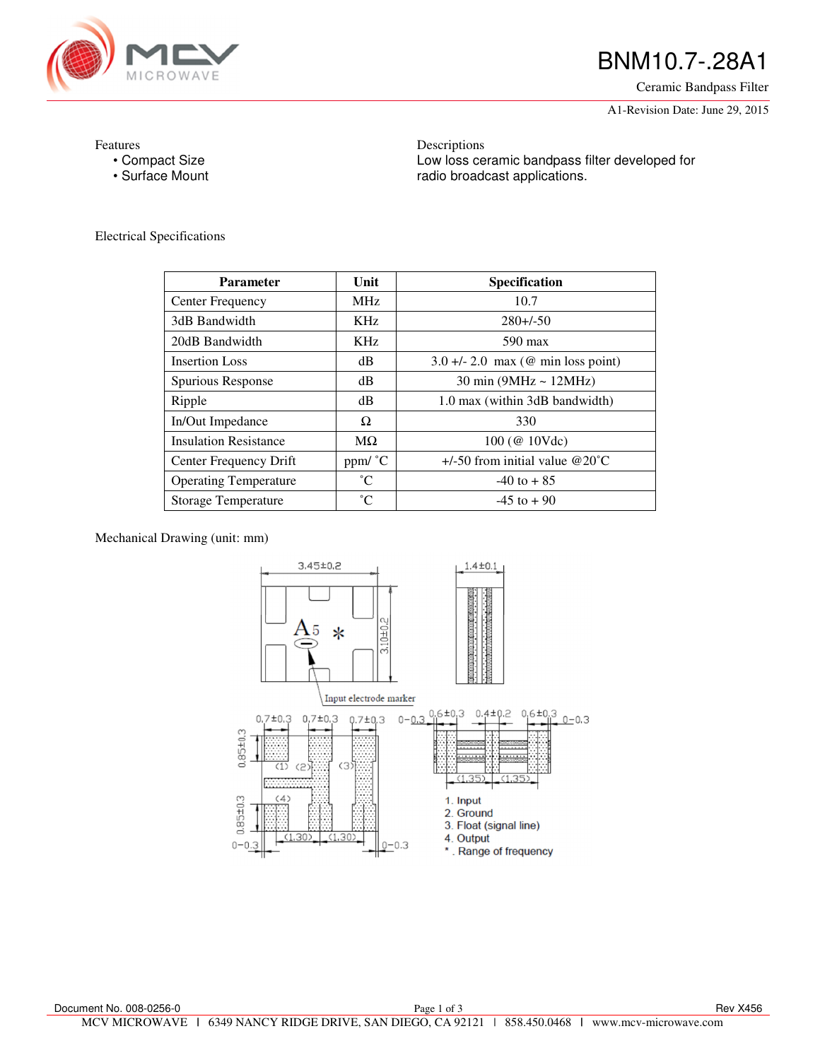# BNM10.7-.28A1

Ceramic Bandpass Filter

A1-Revision Date: June 29, 2015

Features
- Compact Size
- Surface Mount

Descriptions

Low loss ceramic bandpass filter developed for radio broadcast applications.

## Electrical Specifications

| Parameter | Unit | Specification |
|---|---|---|
| Center Frequency | MHz | 10.7 |
| 3dB Bandwidth | KHz | 280+/-50 |
| 20dB Bandwidth | KHz | 590 max |
| Insertion Loss | dB | 3.0 +/- 2.0 max (@ min loss point) |
| Spurious Response | dB | 30 min (9MHz ~ 12MHz) |
| Ripple | dB | 1.0 max (within 3dB bandwidth) |
| In/Out Impedance | Ω | 330 |
| Insulation Resistance | MΩ | 100 (@ 10Vdc) |
| Center Frequency Drift | ppm/ ˚C | +/-50 from initial value @20˚C |
| Operating Temperature | ˚C | -40 to + 85 |
| Storage Temperature | ˚C | -45 to + 90 |

## Mechanical Drawing (unit: mm)

3.45±0.2 | 3.10±0.2 | 1.4±0.1

A5 *

Input electrode marker

0.7±0.3 | 0.7±0.3 | 0.7±0.3 | 0.85±0.3 | 0.85±0.3 | (1) (2) (3) (4) | (1.30) (1.30) | 0~0.3 | 0~0.3

0~0.3 | 0.6±0.3 | 0.4±0.2 | 0.6±0.3 | 0~0.3 | (1.35) (1.35)

1. Input
2. Ground
3. Float (signal line)
4. Output

* . Range of frequency

Document No. 008-0256-0

Rev X456

MCV MICROWAVE | 6349 NANCY RIDGE DRIVE, SAN DIEGO, CA 92121 | 858.450.0468 | www.mcv-microwave.com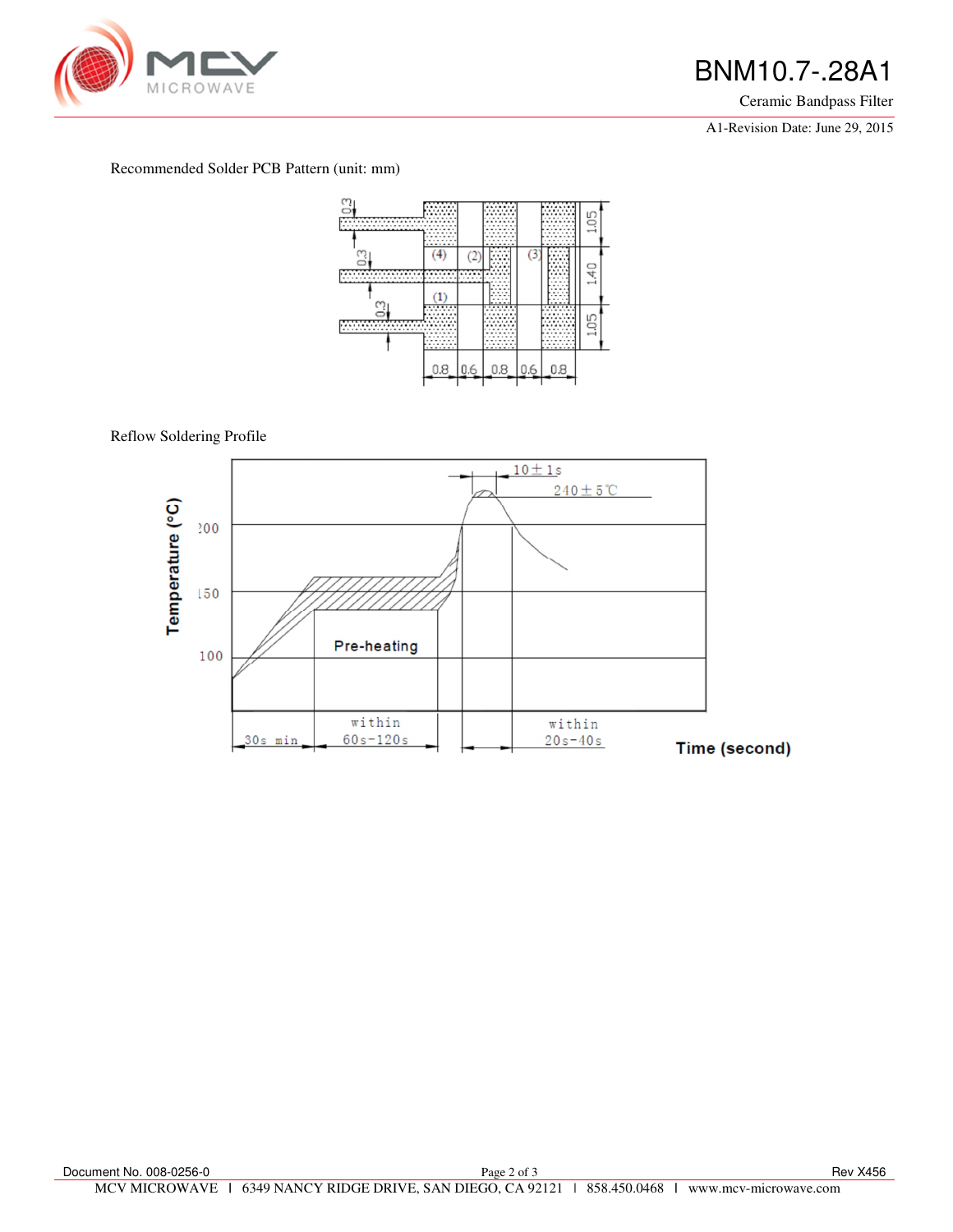Recommended Solder PCB Pattern (unit: mm)

Reflow Soldering Profile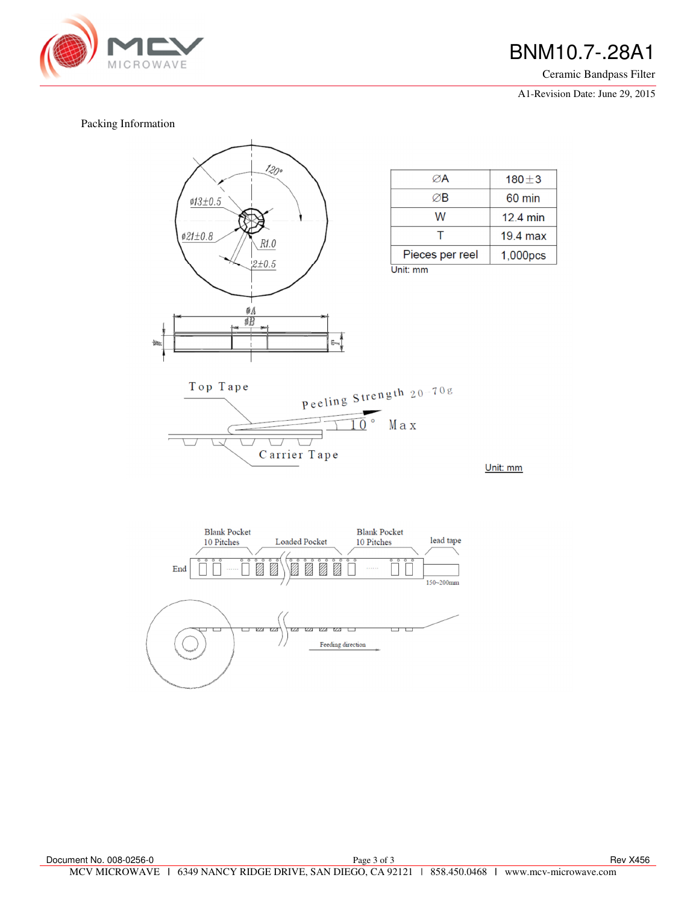# BNM10.7-.28A1

Ceramic Bandpass Filter

A1-Revision Date: June 29, 2015

Packing Information

120°

ø13±0.5

ø21±0.8

R1.0

2±0.5

øA

øB

W

T

| | |
|---|---|
| ∅A | 180±3 |
| ∅B | 60 min |
| W | 12.4 min |
| T | 19.4 max |
| Pieces per reel | 1,000pcs |

Unit: mm

Top Tape

Peeling Strength 20 -70g

10° Max

Carrier Tape

Unit: mm

Blank Pocket
10 Pitches

Loaded Pocket

Blank Pocket
10 Pitches

lead tape

End

150~200mm

Feeding direction